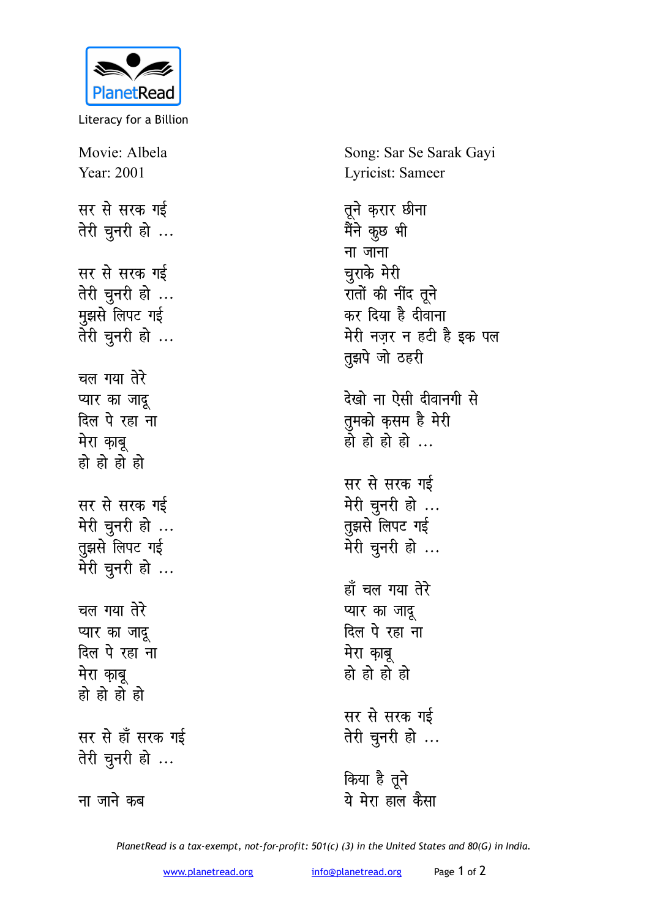PlanetRead

Literacy for a Billion

Movie: Albela
Year: 2001

Song: Sar Se Sarak Gayi
Lyricist: Sameer

सर से सरक गई
तेरी चुनरी हो ...

सर से सरक गई
तेरी चुनरी हो ...
मुझसे लिपट गई
तेरी चुनरी हो ...

चल गया तेरे
प्यार का जादू
दिल पे रहा ना
मेरा क़ाबू
हो हो हो हो

सर से सरक गई
मेरी चुनरी हो ...
तुझसे लिपट गई
मेरी चुनरी हो ...

चल गया तेरे
प्यार का जादू
दिल पे रहा ना
मेरा क़ाबू
हो हो हो हो

सर से हाँ सरक गई
तेरी चुनरी हो ...

ना जाने कब
तूने क़रार छीना
मैंने कुछ भी
ना जाना
चुराके मेरी
रातों की नींद तूने
कर दिया है दीवाना
मेरी नज़र न हटी है इक पल
तुझपे जो ठहरी

देखो ना ऐसी दीवानगी से
तुमको क़सम है मेरी
हो हो हो हो ...

सर से सरक गई
मेरी चुनरी हो ...
तुझसे लिपट गई
मेरी चुनरी हो ...

हाँ चल गया तेरे
प्यार का जादू
दिल पे रहा ना
मेरा क़ाबू
हो हो हो हो

सर से सरक गई
तेरी चुनरी हो ...

किया है तूने
ये मेरा हाल कैसा

*PlanetRead is a tax-exempt, not-for-profit: 501(c) (3) in the United States and 80(G) in India.*

www.planetread.org info@planetread.org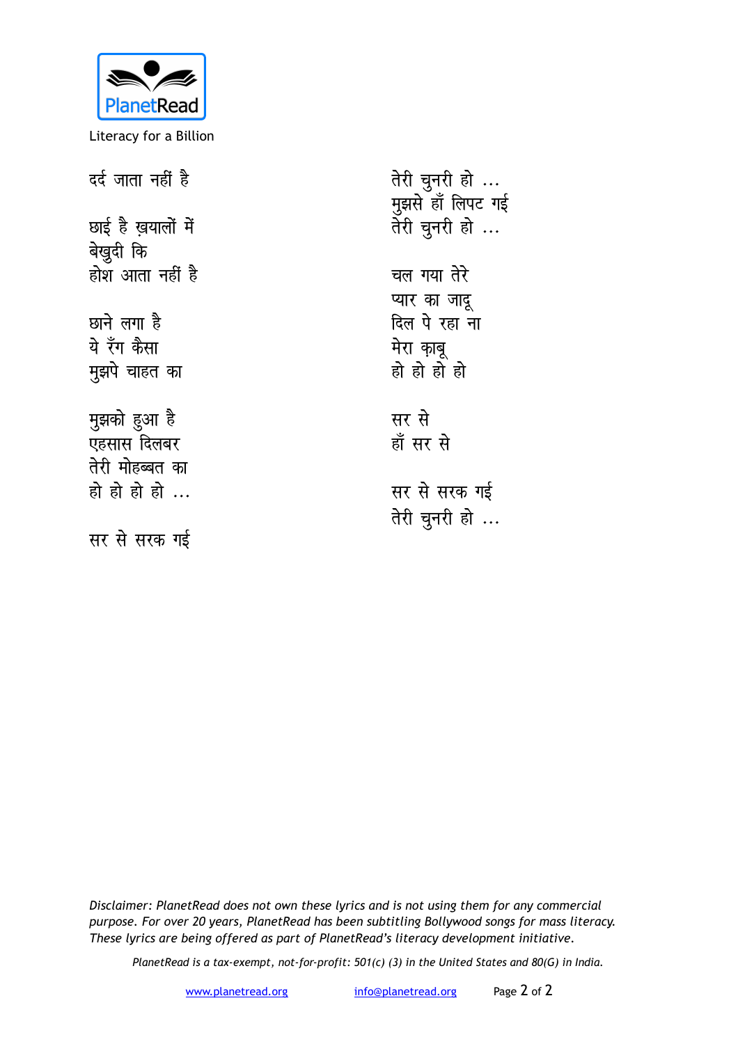PlanetRead

Literacy for a Billion

दर्द जाता नहीं है

छाई है ख़यालों में
बेखुदी कि
होश आता नहीं है

छाने लगा है
ये रँग कैसा
मुझपे चाहत का

मुझको हुआ है
एहसास दिलबर
तेरी मोहब्बत का
हो हो हो हो ...

सर से सरक गई
तेरी चुनरी हो ...
मुझसे हाँ लिपट गई
तेरी चुनरी हो ...

चल गया तेरे
प्यार का जादू
दिल पे रहा ना
मेरा क़ाबू
हो हो हो हो

सर से
हाँ सर से

सर से सरक गई
तेरी चुनरी हो ...

*Disclaimer: PlanetRead does not own these lyrics and is not using them for any commercial purpose. For over 20 years, PlanetRead has been subtitling Bollywood songs for mass literacy. These lyrics are being offered as part of PlanetRead's literacy development initiative.*

*PlanetRead is a tax-exempt, not-for-profit: 501(c) (3) in the United States and 80(G) in India.*

www.planetread.org info@planetread.org